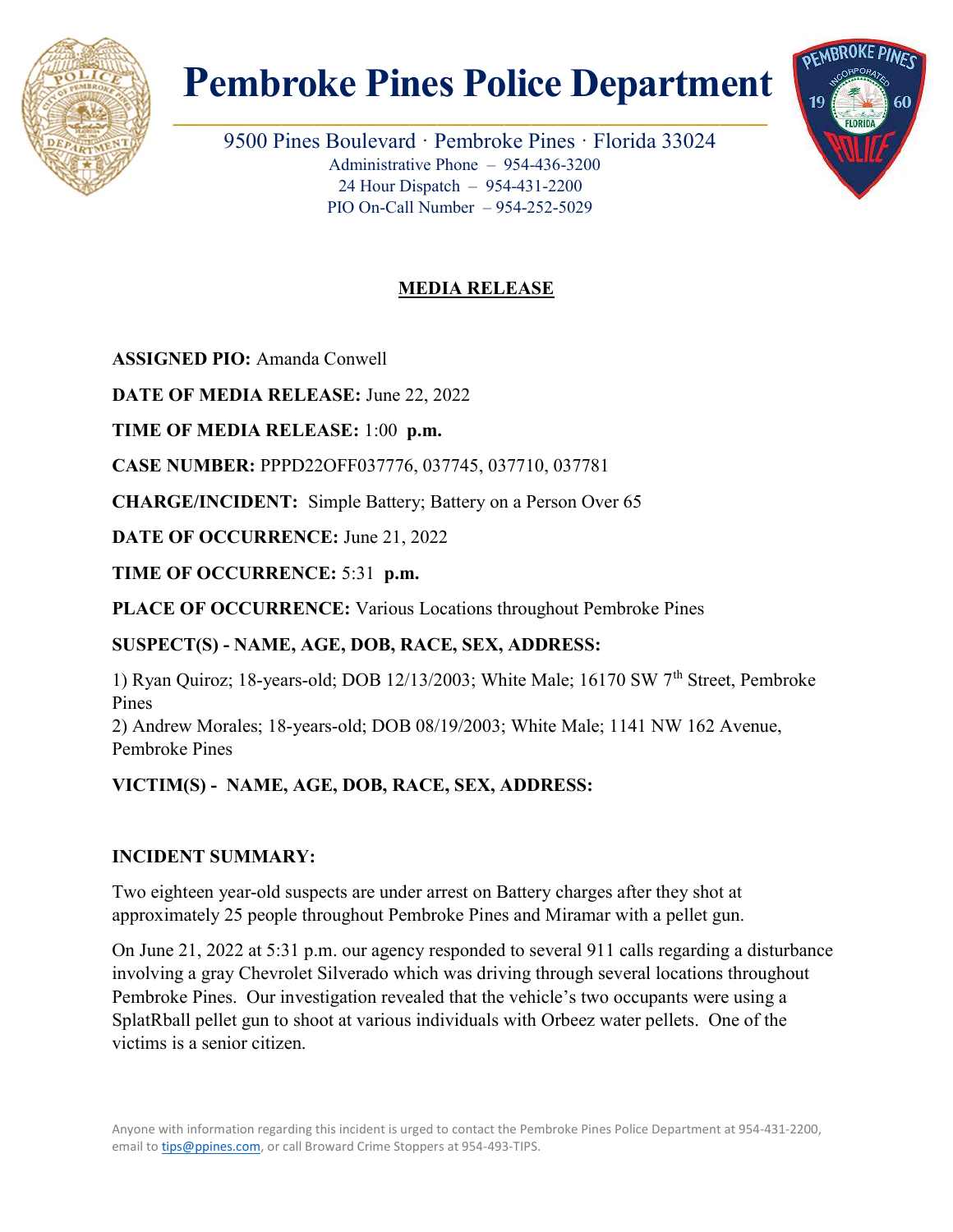# Pembroke Pines Police Department

9500 Pines Boulevard · Pembroke Pines · Florida 33024
Administrative Phone – 954-436-3200
24 Hour Dispatch – 954-431-2200
PIO On-Call Number – 954-252-5029

## MEDIA RELEASE

**ASSIGNED PIO:** Amanda Conwell

**DATE OF MEDIA RELEASE:** June 22, 2022

**TIME OF MEDIA RELEASE:** 1:00 **p.m.**

**CASE NUMBER:** PPPD22OFF037776, 037745, 037710, 037781

**CHARGE/INCIDENT:** Simple Battery; Battery on a Person Over 65

**DATE OF OCCURRENCE:** June 21, 2022

**TIME OF OCCURRENCE:** 5:31 **p.m.**

**PLACE OF OCCURRENCE:** Various Locations throughout Pembroke Pines

**SUSPECT(S) - NAME, AGE, DOB, RACE, SEX, ADDRESS:**

1) Ryan Quiroz; 18-years-old; DOB 12/13/2003; White Male; 16170 SW 7th Street, Pembroke Pines
2) Andrew Morales; 18-years-old; DOB 08/19/2003; White Male; 1141 NW 162 Avenue, Pembroke Pines

**VICTIM(S) - NAME, AGE, DOB, RACE, SEX, ADDRESS:**

**INCIDENT SUMMARY:**

Two eighteen year-old suspects are under arrest on Battery charges after they shot at approximately 25 people throughout Pembroke Pines and Miramar with a pellet gun.

On June 21, 2022 at 5:31 p.m. our agency responded to several 911 calls regarding a disturbance involving a gray Chevrolet Silverado which was driving through several locations throughout Pembroke Pines. Our investigation revealed that the vehicle's two occupants were using a SplatRball pellet gun to shoot at various individuals with Orbeez water pellets. One of the victims is a senior citizen.

Anyone with information regarding this incident is urged to contact the Pembroke Pines Police Department at 954-431-2200, email to tips@ppines.com, or call Broward Crime Stoppers at 954-493-TIPS.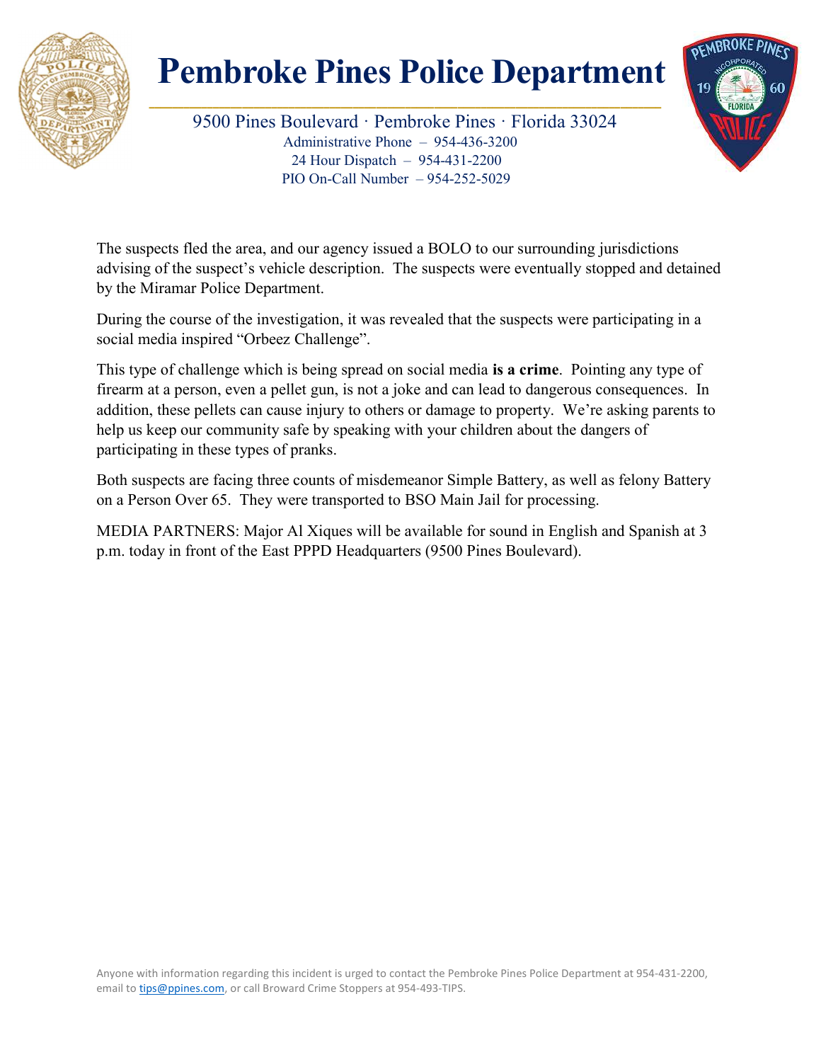# Pembroke Pines Police Department

9500 Pines Boulevard · Pembroke Pines · Florida 33024
Administrative Phone – 954-436-3200
24 Hour Dispatch – 954-431-2200
PIO On-Call Number – 954-252-5029

The suspects fled the area, and our agency issued a BOLO to our surrounding jurisdictions advising of the suspect's vehicle description. The suspects were eventually stopped and detained by the Miramar Police Department.

During the course of the investigation, it was revealed that the suspects were participating in a social media inspired "Orbeez Challenge".

This type of challenge which is being spread on social media **is a crime**. Pointing any type of firearm at a person, even a pellet gun, is not a joke and can lead to dangerous consequences. In addition, these pellets can cause injury to others or damage to property. We're asking parents to help us keep our community safe by speaking with your children about the dangers of participating in these types of pranks.

Both suspects are facing three counts of misdemeanor Simple Battery, as well as felony Battery on a Person Over 65. They were transported to BSO Main Jail for processing.

MEDIA PARTNERS: Major Al Xiques will be available for sound in English and Spanish at 3 p.m. today in front of the East PPPD Headquarters (9500 Pines Boulevard).

Anyone with information regarding this incident is urged to contact the Pembroke Pines Police Department at 954-431-2200, email to tips@ppines.com, or call Broward Crime Stoppers at 954-493-TIPS.